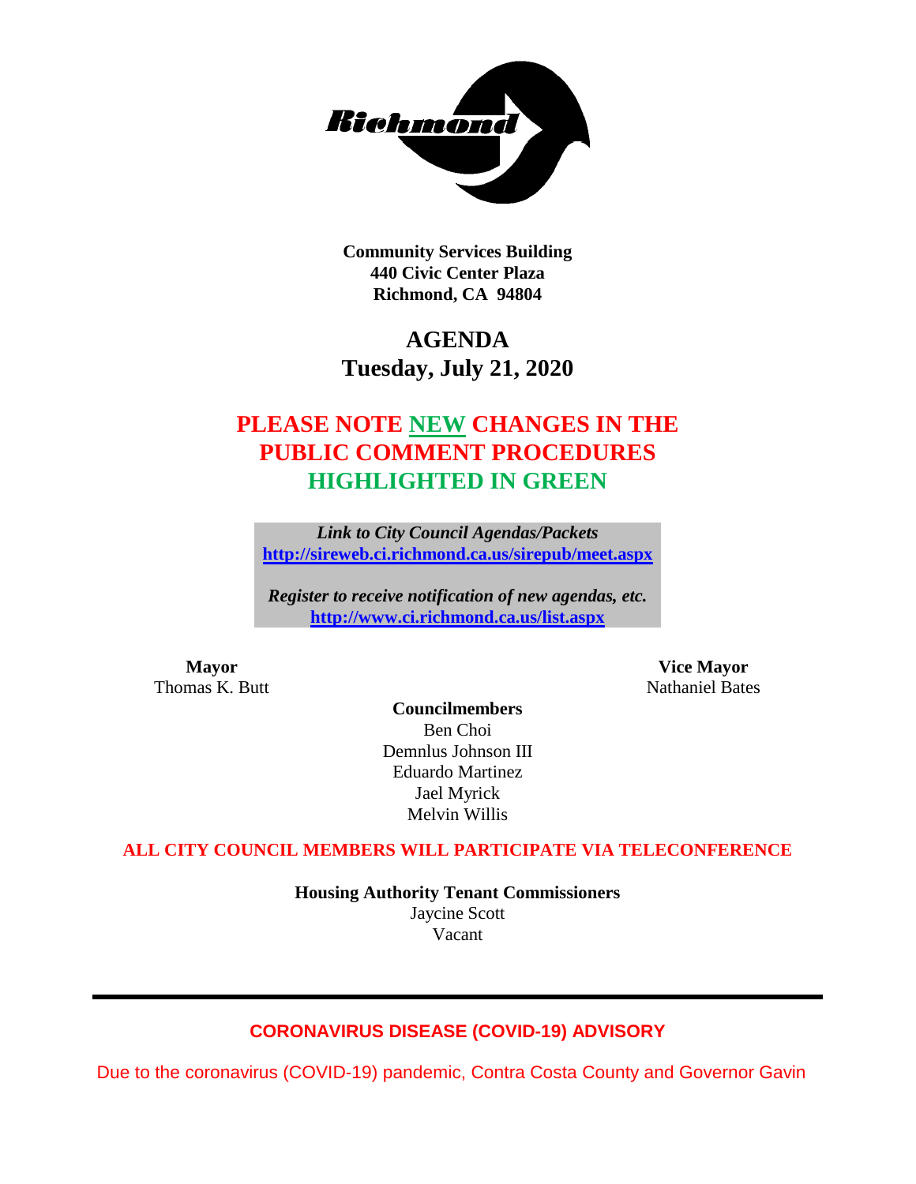Community Services Building
440 Civic Center Plaza
Richmond, CA 94804

# AGENDA
## Tuesday, July 21, 2020

## PLEASE NOTE NEW CHANGES IN THE PUBLIC COMMENT PROCEDURES HIGHLIGHTED IN GREEN

*Link to City Council Agendas/Packets*
**http://sireweb.ci.richmond.ca.us/sirepub/meet.aspx**

*Register to receive notification of new agendas, etc.*
**http://www.ci.richmond.ca.us/list.aspx**

**Mayor**
Thomas K. Butt

**Vice Mayor**
Nathaniel Bates

**Councilmembers**
Ben Choi
Demnlus Johnson III
Eduardo Martinez
Jael Myrick
Melvin Willis

**ALL CITY COUNCIL MEMBERS WILL PARTICIPATE VIA TELECONFERENCE**

**Housing Authority Tenant Commissioners**
Jaycine Scott
Vacant

---

**CORONAVIRUS DISEASE (COVID-19) ADVISORY**

Due to the coronavirus (COVID-19) pandemic, Contra Costa County and Governor Gavin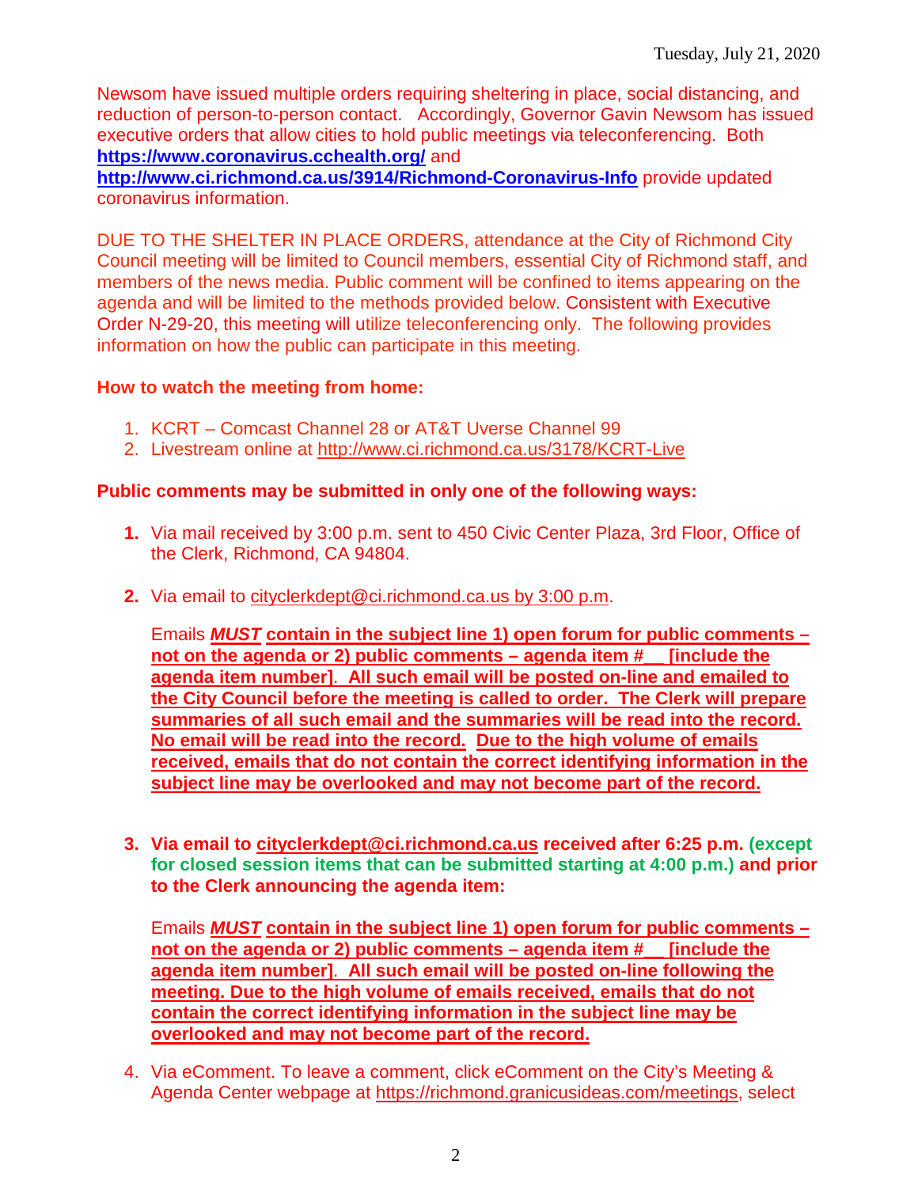Newsom have issued multiple orders requiring sheltering in place, social distancing, and reduction of person-to-person contact. Accordingly, Governor Gavin Newsom has issued executive orders that allow cities to hold public meetings via teleconferencing. Both **https://www.coronavirus.cchealth.org/** and **http://www.ci.richmond.ca.us/3914/Richmond-Coronavirus-Info** provide updated coronavirus information.

DUE TO THE SHELTER IN PLACE ORDERS, attendance at the City of Richmond City Council meeting will be limited to Council members, essential City of Richmond staff, and members of the news media. Public comment will be confined to items appearing on the agenda and will be limited to the methods provided below. Consistent with Executive Order N-29-20, this meeting will utilize teleconferencing only. The following provides information on how the public can participate in this meeting.

**How to watch the meeting from home:**

1. KCRT – Comcast Channel 28 or AT&T Uverse Channel 99
2. Livestream online at http://www.ci.richmond.ca.us/3178/KCRT-Live

**Public comments may be submitted in only one of the following ways:**

1. Via mail received by 3:00 p.m. sent to 450 Civic Center Plaza, 3rd Floor, Office of the Clerk, Richmond, CA 94804.

2. Via email to cityclerkdept@ci.richmond.ca.us by 3:00 p.m.

   Emails ***MUST*** **contain in the subject line 1) open forum for public comments – not on the agenda or 2) public comments – agenda item #__ [include the agenda item number]. All such email will be posted on-line and emailed to the City Council before the meeting is called to order. The Clerk will prepare summaries of all such email and the summaries will be read into the record. No email will be read into the record. Due to the high volume of emails received, emails that do not contain the correct identifying information in the subject line may be overlooked and may not become part of the record.**

3. **Via email to cityclerkdept@ci.richmond.ca.us received after 6:25 p.m. (except for closed session items that can be submitted starting at 4:00 p.m.) and prior to the Clerk announcing the agenda item:**

   Emails ***MUST*** **contain in the subject line 1) open forum for public comments – not on the agenda or 2) public comments – agenda item #__ [include the agenda item number]. All such email will be posted on-line following the meeting. Due to the high volume of emails received, emails that do not contain the correct identifying information in the subject line may be overlooked and may not become part of the record.**

4. Via eComment. To leave a comment, click eComment on the City's Meeting & Agenda Center webpage at https://richmond.granicusideas.com/meetings, select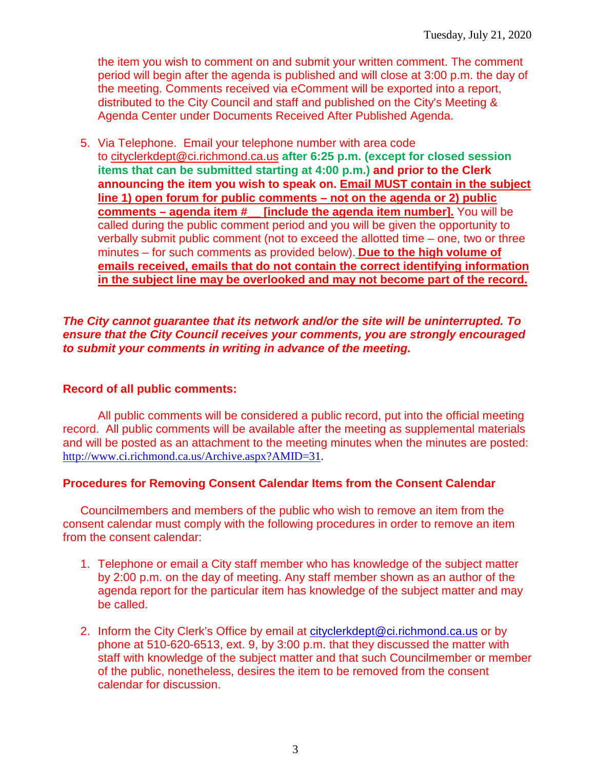the item you wish to comment on and submit your written comment. The comment period will begin after the agenda is published and will close at 3:00 p.m. the day of the meeting. Comments received via eComment will be exported into a report, distributed to the City Council and staff and published on the City's Meeting & Agenda Center under Documents Received After Published Agenda.

5. Via Telephone. Email your telephone number with area code to cityclerkdept@ci.richmond.ca.us **after 6:25 p.m. (except for closed session items that can be submitted starting at 4:00 p.m.) and prior to the Clerk announcing the item you wish to speak on. Email MUST contain in the subject line 1) open forum for public comments – not on the agenda or 2) public comments – agenda item #__ [include the agenda item number].** You will be called during the public comment period and you will be given the opportunity to verbally submit public comment (not to exceed the allotted time – one, two or three minutes – for such comments as provided below). **Due to the high volume of emails received, emails that do not contain the correct identifying information in the subject line may be overlooked and may not become part of the record.**

***The City cannot guarantee that its network and/or the site will be uninterrupted. To ensure that the City Council receives your comments, you are strongly encouraged to submit your comments in writing in advance of the meeting.***

**Record of all public comments:**

All public comments will be considered a public record, put into the official meeting record. All public comments will be available after the meeting as supplemental materials and will be posted as an attachment to the meeting minutes when the minutes are posted: http://www.ci.richmond.ca.us/Archive.aspx?AMID=31.

**Procedures for Removing Consent Calendar Items from the Consent Calendar**

Councilmembers and members of the public who wish to remove an item from the consent calendar must comply with the following procedures in order to remove an item from the consent calendar:

1. Telephone or email a City staff member who has knowledge of the subject matter by 2:00 p.m. on the day of meeting. Any staff member shown as an author of the agenda report for the particular item has knowledge of the subject matter and may be called.

2. Inform the City Clerk's Office by email at cityclerkdept@ci.richmond.ca.us or by phone at 510-620-6513, ext. 9, by 3:00 p.m. that they discussed the matter with staff with knowledge of the subject matter and that such Councilmember or member of the public, nonetheless, desires the item to be removed from the consent calendar for discussion.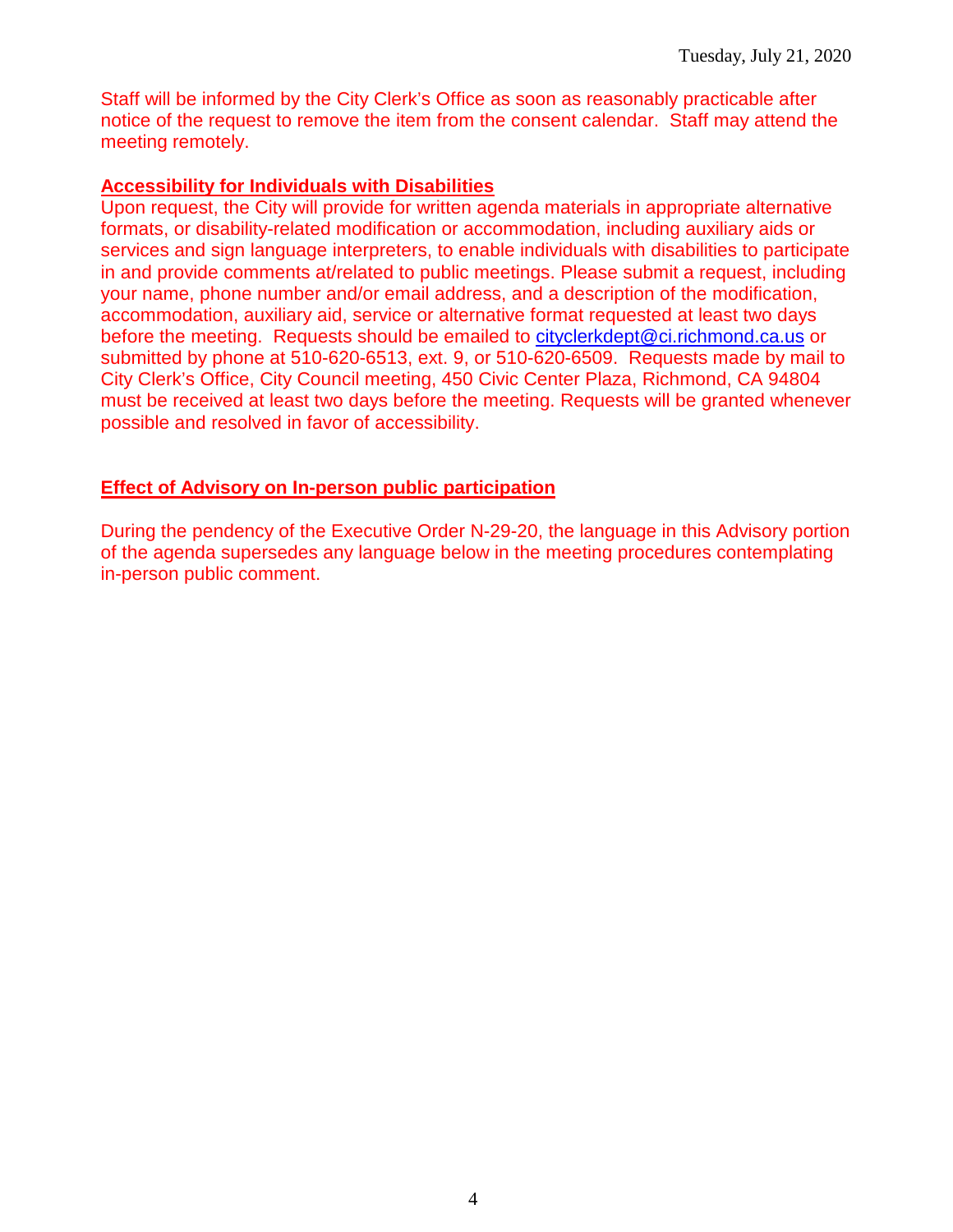Staff will be informed by the City Clerk's Office as soon as reasonably practicable after notice of the request to remove the item from the consent calendar. Staff may attend the meeting remotely.

**Accessibility for Individuals with Disabilities**

Upon request, the City will provide for written agenda materials in appropriate alternative formats, or disability-related modification or accommodation, including auxiliary aids or services and sign language interpreters, to enable individuals with disabilities to participate in and provide comments at/related to public meetings. Please submit a request, including your name, phone number and/or email address, and a description of the modification, accommodation, auxiliary aid, service or alternative format requested at least two days before the meeting. Requests should be emailed to cityclerkdept@ci.richmond.ca.us or submitted by phone at 510-620-6513, ext. 9, or 510-620-6509. Requests made by mail to City Clerk's Office, City Council meeting, 450 Civic Center Plaza, Richmond, CA 94804 must be received at least two days before the meeting. Requests will be granted whenever possible and resolved in favor of accessibility.

**Effect of Advisory on In-person public participation**

During the pendency of the Executive Order N-29-20, the language in this Advisory portion of the agenda supersedes any language below in the meeting procedures contemplating in-person public comment.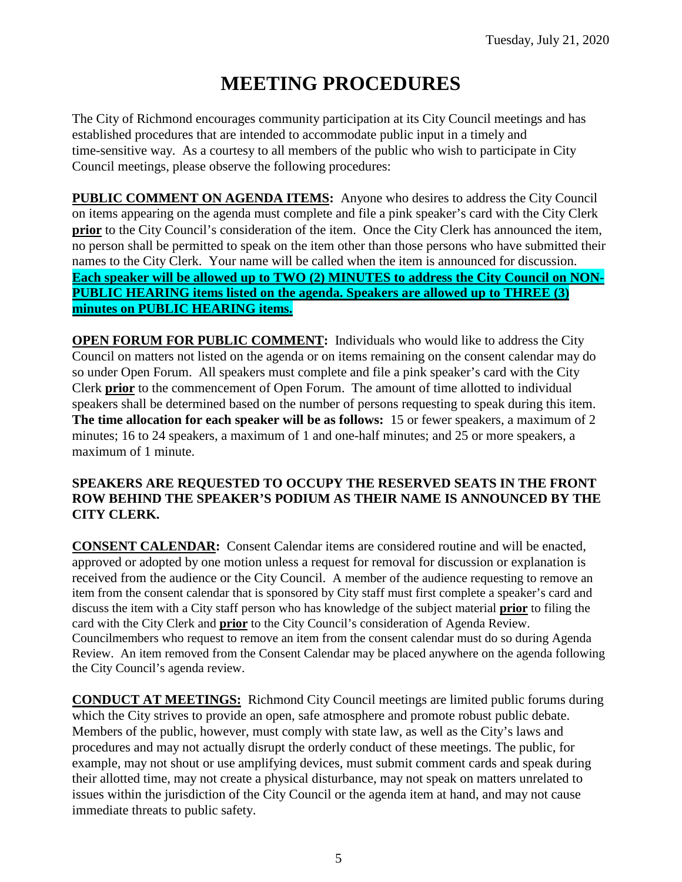Tuesday, July 21, 2020

# MEETING PROCEDURES

The City of Richmond encourages community participation at its City Council meetings and has established procedures that are intended to accommodate public input in a timely and time-sensitive way. As a courtesy to all members of the public who wish to participate in City Council meetings, please observe the following procedures:

**PUBLIC COMMENT ON AGENDA ITEMS:** Anyone who desires to address the City Council on items appearing on the agenda must complete and file a pink speaker's card with the City Clerk **prior** to the City Council's consideration of the item. Once the City Clerk has announced the item, no person shall be permitted to speak on the item other than those persons who have submitted their names to the City Clerk. Your name will be called when the item is announced for discussion. **Each speaker will be allowed up to TWO (2) MINUTES to address the City Council on NON-PUBLIC HEARING items listed on the agenda. Speakers are allowed up to THREE (3) minutes on PUBLIC HEARING items.**

**OPEN FORUM FOR PUBLIC COMMENT:** Individuals who would like to address the City Council on matters not listed on the agenda or on items remaining on the consent calendar may do so under Open Forum. All speakers must complete and file a pink speaker's card with the City Clerk **prior** to the commencement of Open Forum. The amount of time allotted to individual speakers shall be determined based on the number of persons requesting to speak during this item. **The time allocation for each speaker will be as follows:** 15 or fewer speakers, a maximum of 2 minutes; 16 to 24 speakers, a maximum of 1 and one-half minutes; and 25 or more speakers, a maximum of 1 minute.

**SPEAKERS ARE REQUESTED TO OCCUPY THE RESERVED SEATS IN THE FRONT ROW BEHIND THE SPEAKER'S PODIUM AS THEIR NAME IS ANNOUNCED BY THE CITY CLERK.**

**CONSENT CALENDAR:** Consent Calendar items are considered routine and will be enacted, approved or adopted by one motion unless a request for removal for discussion or explanation is received from the audience or the City Council. A member of the audience requesting to remove an item from the consent calendar that is sponsored by City staff must first complete a speaker's card and discuss the item with a City staff person who has knowledge of the subject material **prior** to filing the card with the City Clerk and **prior** to the City Council's consideration of Agenda Review. Councilmembers who request to remove an item from the consent calendar must do so during Agenda Review. An item removed from the Consent Calendar may be placed anywhere on the agenda following the City Council's agenda review.

**CONDUCT AT MEETINGS:** Richmond City Council meetings are limited public forums during which the City strives to provide an open, safe atmosphere and promote robust public debate. Members of the public, however, must comply with state law, as well as the City's laws and procedures and may not actually disrupt the orderly conduct of these meetings. The public, for example, may not shout or use amplifying devices, must submit comment cards and speak during their allotted time, may not create a physical disturbance, may not speak on matters unrelated to issues within the jurisdiction of the City Council or the agenda item at hand, and may not cause immediate threats to public safety.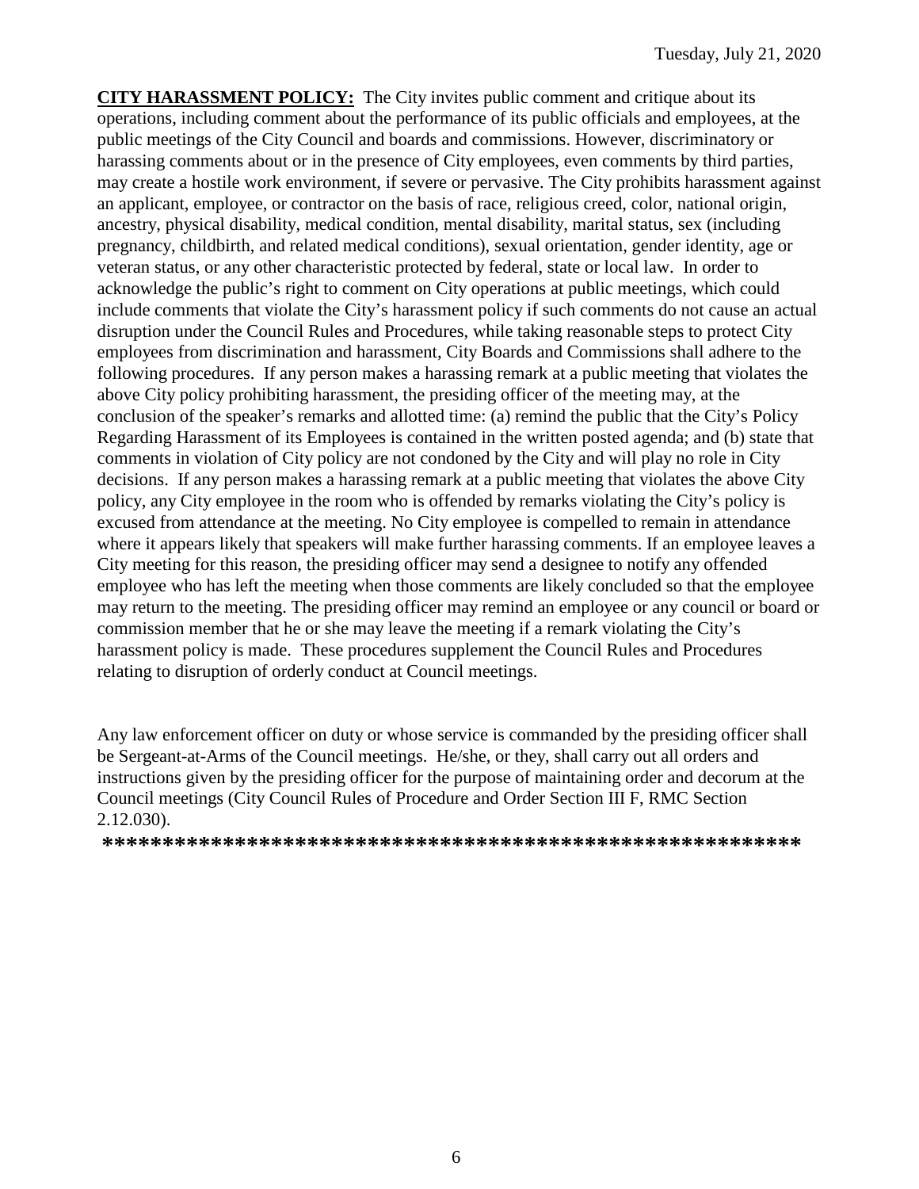**CITY HARASSMENT POLICY:** The City invites public comment and critique about its operations, including comment about the performance of its public officials and employees, at the public meetings of the City Council and boards and commissions. However, discriminatory or harassing comments about or in the presence of City employees, even comments by third parties, may create a hostile work environment, if severe or pervasive. The City prohibits harassment against an applicant, employee, or contractor on the basis of race, religious creed, color, national origin, ancestry, physical disability, medical condition, mental disability, marital status, sex (including pregnancy, childbirth, and related medical conditions), sexual orientation, gender identity, age or veteran status, or any other characteristic protected by federal, state or local law. In order to acknowledge the public's right to comment on City operations at public meetings, which could include comments that violate the City's harassment policy if such comments do not cause an actual disruption under the Council Rules and Procedures, while taking reasonable steps to protect City employees from discrimination and harassment, City Boards and Commissions shall adhere to the following procedures. If any person makes a harassing remark at a public meeting that violates the above City policy prohibiting harassment, the presiding officer of the meeting may, at the conclusion of the speaker's remarks and allotted time: (a) remind the public that the City's Policy Regarding Harassment of its Employees is contained in the written posted agenda; and (b) state that comments in violation of City policy are not condoned by the City and will play no role in City decisions. If any person makes a harassing remark at a public meeting that violates the above City policy, any City employee in the room who is offended by remarks violating the City's policy is excused from attendance at the meeting. No City employee is compelled to remain in attendance where it appears likely that speakers will make further harassing comments. If an employee leaves a City meeting for this reason, the presiding officer may send a designee to notify any offended employee who has left the meeting when those comments are likely concluded so that the employee may return to the meeting. The presiding officer may remind an employee or any council or board or commission member that he or she may leave the meeting if a remark violating the City's harassment policy is made. These procedures supplement the Council Rules and Procedures relating to disruption of orderly conduct at Council meetings.

Any law enforcement officer on duty or whose service is commanded by the presiding officer shall be Sergeant-at-Arms of the Council meetings. He/she, or they, shall carry out all orders and instructions given by the presiding officer for the purpose of maintaining order and decorum at the Council meetings (City Council Rules of Procedure and Order Section III F, RMC Section 2.12.030).

**\*\*\*\*\*\*\*\*\*\*\*\*\*\*\*\*\*\*\*\*\*\*\*\*\*\*\*\*\*\*\*\*\*\*\*\*\*\*\*\*\*\*\*\*\*\*\*\*\*\*\*\*\*\*\*\*\*\***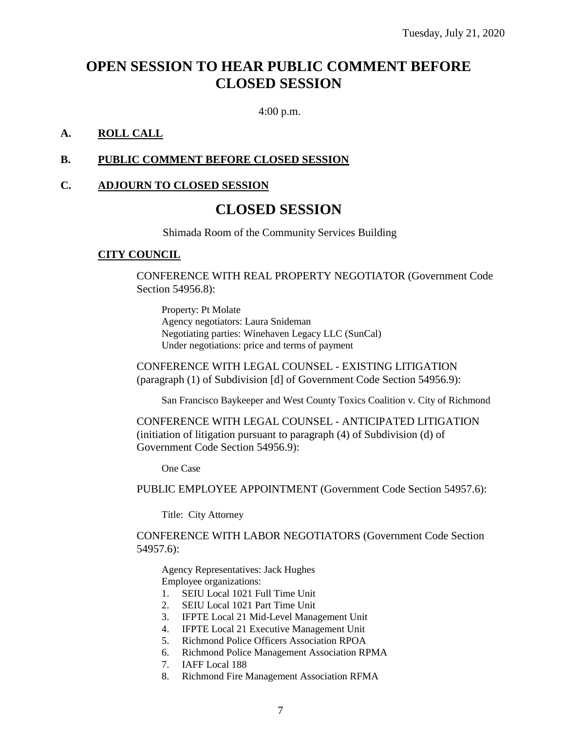Tuesday, July 21, 2020

# OPEN SESSION TO HEAR PUBLIC COMMENT BEFORE CLOSED SESSION

4:00 p.m.

**A. ROLL CALL**

**B. PUBLIC COMMENT BEFORE CLOSED SESSION**

**C. ADJOURN TO CLOSED SESSION**

# CLOSED SESSION

Shimada Room of the Community Services Building

**CITY COUNCIL**

CONFERENCE WITH REAL PROPERTY NEGOTIATOR (Government Code Section 54956.8):

Property: Pt Molate
Agency negotiators: Laura Snideman
Negotiating parties: Winehaven Legacy LLC (SunCal)
Under negotiations: price and terms of payment

CONFERENCE WITH LEGAL COUNSEL - EXISTING LITIGATION (paragraph (1) of Subdivision [d] of Government Code Section 54956.9):

San Francisco Baykeeper and West County Toxics Coalition v. City of Richmond

CONFERENCE WITH LEGAL COUNSEL - ANTICIPATED LITIGATION (initiation of litigation pursuant to paragraph (4) of Subdivision (d) of Government Code Section 54956.9):

One Case

PUBLIC EMPLOYEE APPOINTMENT (Government Code Section 54957.6):

Title: City Attorney

CONFERENCE WITH LABOR NEGOTIATORS (Government Code Section 54957.6):

Agency Representatives: Jack Hughes
Employee organizations:

1. SEIU Local 1021 Full Time Unit
2. SEIU Local 1021 Part Time Unit
3. IFPTE Local 21 Mid-Level Management Unit
4. IFPTE Local 21 Executive Management Unit
5. Richmond Police Officers Association RPOA
6. Richmond Police Management Association RPMA
7. IAFF Local 188
8. Richmond Fire Management Association RFMA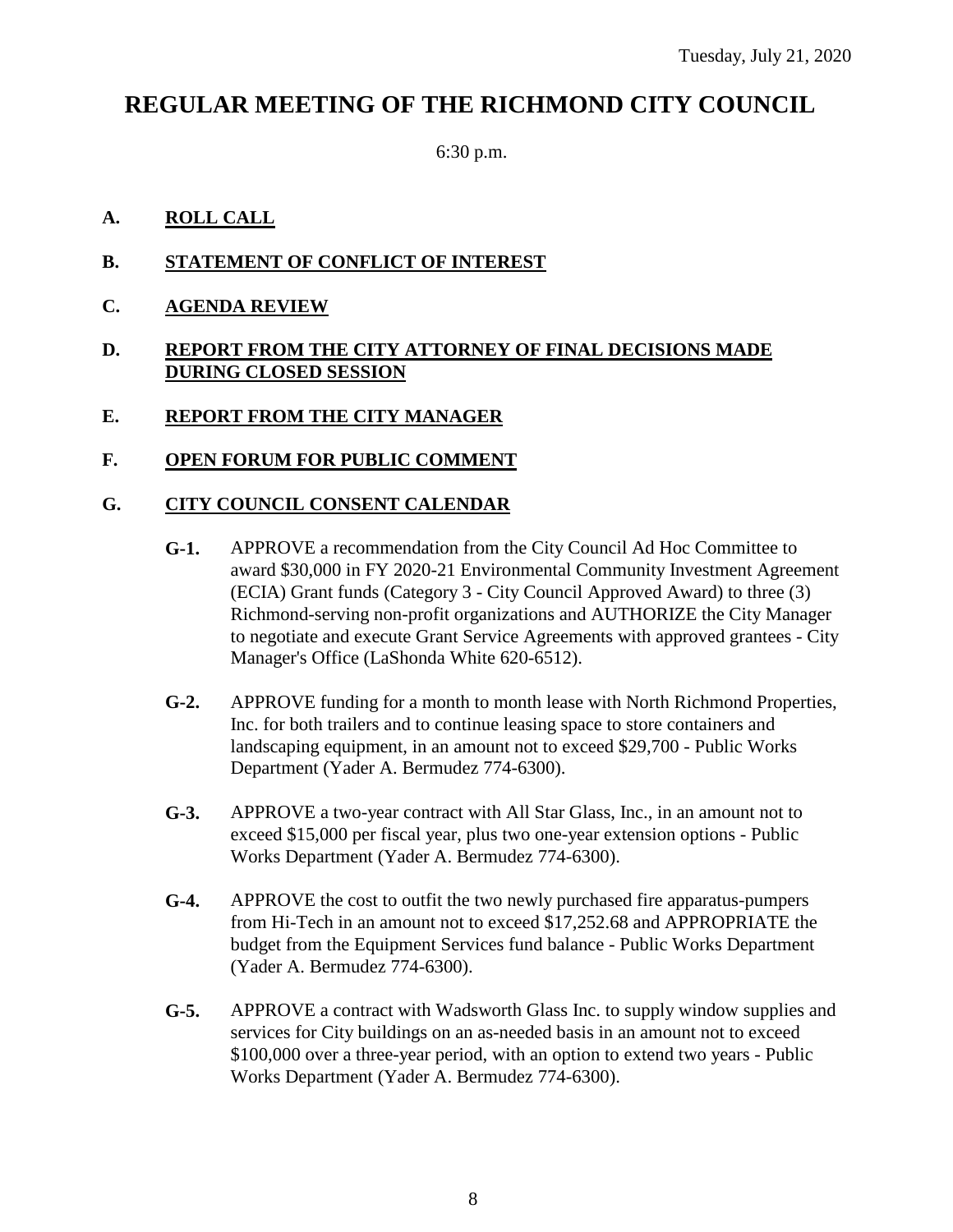Tuesday, July 21, 2020

# REGULAR MEETING OF THE RICHMOND CITY COUNCIL

6:30 p.m.

## A. ROLL CALL

## B. STATEMENT OF CONFLICT OF INTEREST

## C. AGENDA REVIEW

## D. REPORT FROM THE CITY ATTORNEY OF FINAL DECISIONS MADE DURING CLOSED SESSION

## E. REPORT FROM THE CITY MANAGER

## F. OPEN FORUM FOR PUBLIC COMMENT

## G. CITY COUNCIL CONSENT CALENDAR

**G-1.** APPROVE a recommendation from the City Council Ad Hoc Committee to award $30,000 in FY 2020-21 Environmental Community Investment Agreement (ECIA) Grant funds (Category 3 - City Council Approved Award) to three (3) Richmond-serving non-profit organizations and AUTHORIZE the City Manager to negotiate and execute Grant Service Agreements with approved grantees - City Manager's Office (LaShonda White 620-6512).

**G-2.** APPROVE funding for a month to month lease with North Richmond Properties, Inc. for both trailers and to continue leasing space to store containers and landscaping equipment, in an amount not to exceed $29,700 - Public Works Department (Yader A. Bermudez 774-6300).

**G-3.** APPROVE a two-year contract with All Star Glass, Inc., in an amount not to exceed $15,000 per fiscal year, plus two one-year extension options - Public Works Department (Yader A. Bermudez 774-6300).

**G-4.** APPROVE the cost to outfit the two newly purchased fire apparatus-pumpers from Hi-Tech in an amount not to exceed $17,252.68 and APPROPRIATE the budget from the Equipment Services fund balance - Public Works Department (Yader A. Bermudez 774-6300).

**G-5.** APPROVE a contract with Wadsworth Glass Inc. to supply window supplies and services for City buildings on an as-needed basis in an amount not to exceed $100,000 over a three-year period, with an option to extend two years - Public Works Department (Yader A. Bermudez 774-6300).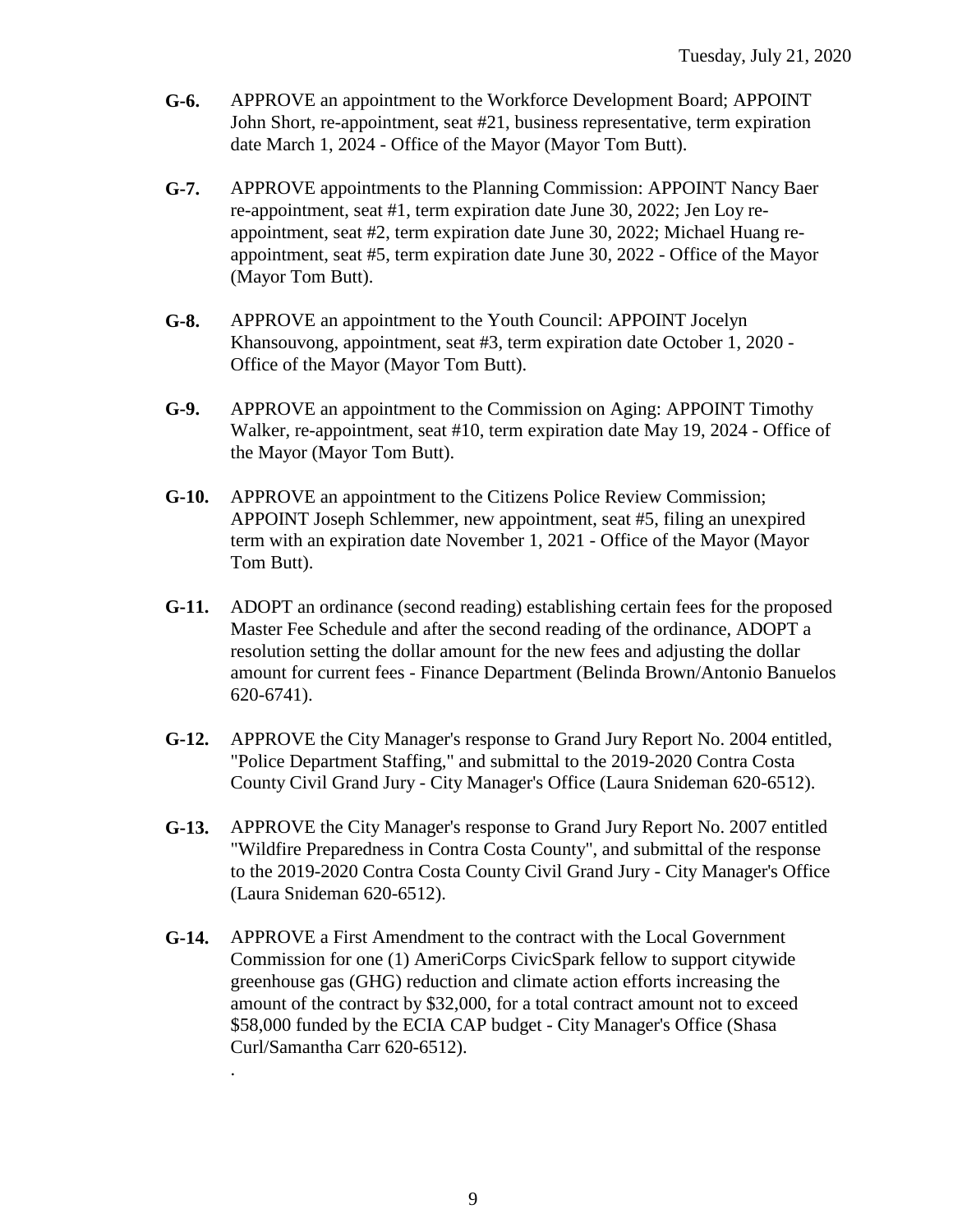**G-6.** APPROVE an appointment to the Workforce Development Board; APPOINT John Short, re-appointment, seat #21, business representative, term expiration date March 1, 2024 - Office of the Mayor (Mayor Tom Butt).

**G-7.** APPROVE appointments to the Planning Commission: APPOINT Nancy Baer re-appointment, seat #1, term expiration date June 30, 2022; Jen Loy re-appointment, seat #2, term expiration date June 30, 2022; Michael Huang re-appointment, seat #5, term expiration date June 30, 2022 - Office of the Mayor (Mayor Tom Butt).

**G-8.** APPROVE an appointment to the Youth Council: APPOINT Jocelyn Khansouvong, appointment, seat #3, term expiration date October 1, 2020 - Office of the Mayor (Mayor Tom Butt).

**G-9.** APPROVE an appointment to the Commission on Aging: APPOINT Timothy Walker, re-appointment, seat #10, term expiration date May 19, 2024 - Office of the Mayor (Mayor Tom Butt).

**G-10.** APPROVE an appointment to the Citizens Police Review Commission; APPOINT Joseph Schlemmer, new appointment, seat #5, filing an unexpired term with an expiration date November 1, 2021 - Office of the Mayor (Mayor Tom Butt).

**G-11.** ADOPT an ordinance (second reading) establishing certain fees for the proposed Master Fee Schedule and after the second reading of the ordinance, ADOPT a resolution setting the dollar amount for the new fees and adjusting the dollar amount for current fees - Finance Department (Belinda Brown/Antonio Banuelos 620-6741).

**G-12.** APPROVE the City Manager's response to Grand Jury Report No. 2004 entitled, "Police Department Staffing," and submittal to the 2019-2020 Contra Costa County Civil Grand Jury - City Manager's Office (Laura Snideman 620-6512).

**G-13.** APPROVE the City Manager's response to Grand Jury Report No. 2007 entitled "Wildfire Preparedness in Contra Costa County", and submittal of the response to the 2019-2020 Contra Costa County Civil Grand Jury - City Manager's Office (Laura Snideman 620-6512).

**G-14.** APPROVE a First Amendment to the contract with the Local Government Commission for one (1) AmeriCorps CivicSpark fellow to support citywide greenhouse gas (GHG) reduction and climate action efforts increasing the amount of the contract by $32,000, for a total contract amount not to exceed $58,000 funded by the ECIA CAP budget - City Manager's Office (Shasa Curl/Samantha Carr 620-6512).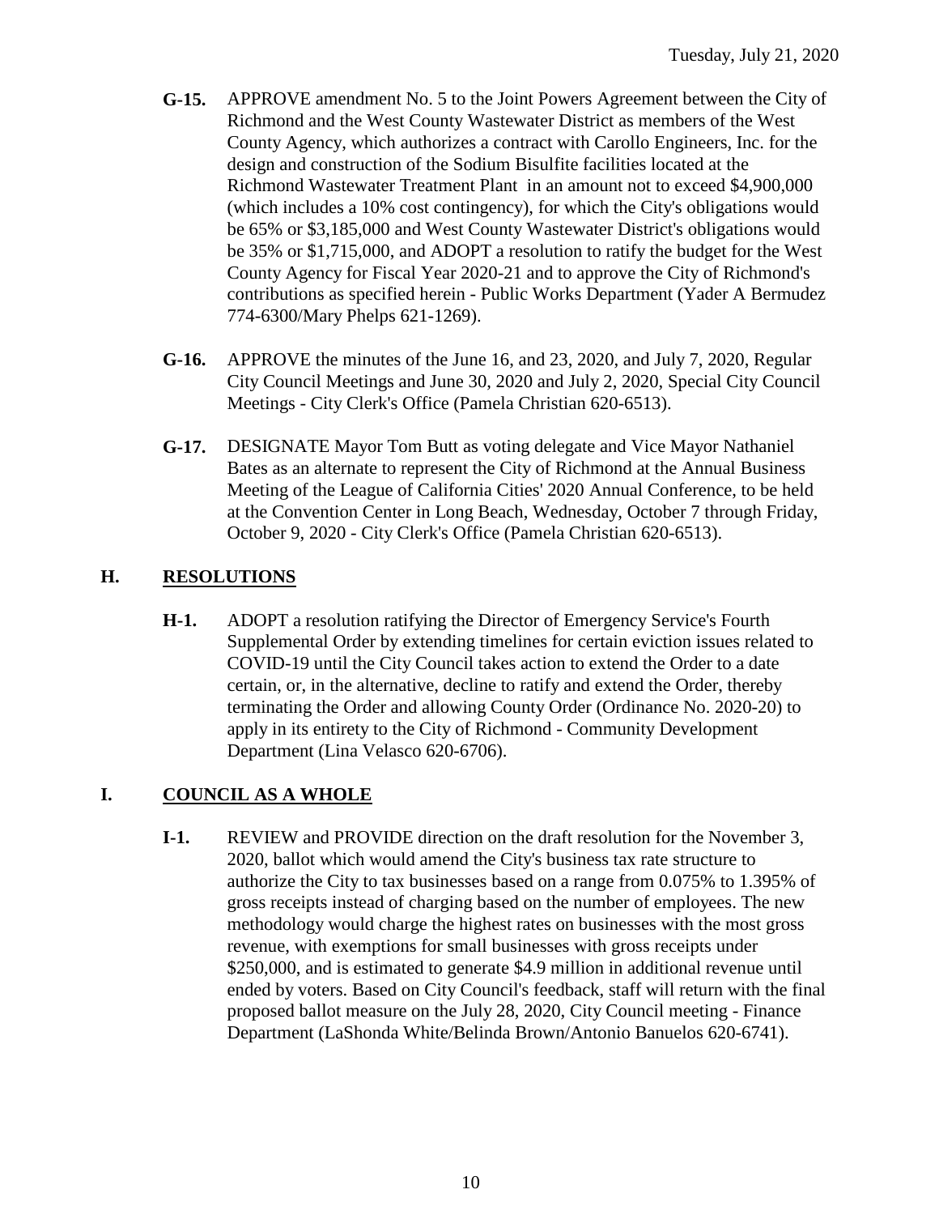**G-15.** APPROVE amendment No. 5 to the Joint Powers Agreement between the City of Richmond and the West County Wastewater District as members of the West County Agency, which authorizes a contract with Carollo Engineers, Inc. for the design and construction of the Sodium Bisulfite facilities located at the Richmond Wastewater Treatment Plant in an amount not to exceed $4,900,000 (which includes a 10% cost contingency), for which the City's obligations would be 65% or $3,185,000 and West County Wastewater District's obligations would be 35% or $1,715,000, and ADOPT a resolution to ratify the budget for the West County Agency for Fiscal Year 2020-21 and to approve the City of Richmond's contributions as specified herein - Public Works Department (Yader A Bermudez 774-6300/Mary Phelps 621-1269).

**G-16.** APPROVE the minutes of the June 16, and 23, 2020, and July 7, 2020, Regular City Council Meetings and June 30, 2020 and July 2, 2020, Special City Council Meetings - City Clerk's Office (Pamela Christian 620-6513).

**G-17.** DESIGNATE Mayor Tom Butt as voting delegate and Vice Mayor Nathaniel Bates as an alternate to represent the City of Richmond at the Annual Business Meeting of the League of California Cities' 2020 Annual Conference, to be held at the Convention Center in Long Beach, Wednesday, October 7 through Friday, October 9, 2020 - City Clerk's Office (Pamela Christian 620-6513).

## H. RESOLUTIONS

**H-1.** ADOPT a resolution ratifying the Director of Emergency Service's Fourth Supplemental Order by extending timelines for certain eviction issues related to COVID-19 until the City Council takes action to extend the Order to a date certain, or, in the alternative, decline to ratify and extend the Order, thereby terminating the Order and allowing County Order (Ordinance No. 2020-20) to apply in its entirety to the City of Richmond - Community Development Department (Lina Velasco 620-6706).

## I. COUNCIL AS A WHOLE

**I-1.** REVIEW and PROVIDE direction on the draft resolution for the November 3, 2020, ballot which would amend the City's business tax rate structure to authorize the City to tax businesses based on a range from 0.075% to 1.395% of gross receipts instead of charging based on the number of employees. The new methodology would charge the highest rates on businesses with the most gross revenue, with exemptions for small businesses with gross receipts under $250,000, and is estimated to generate $4.9 million in additional revenue until ended by voters. Based on City Council's feedback, staff will return with the final proposed ballot measure on the July 28, 2020, City Council meeting - Finance Department (LaShonda White/Belinda Brown/Antonio Banuelos 620-6741).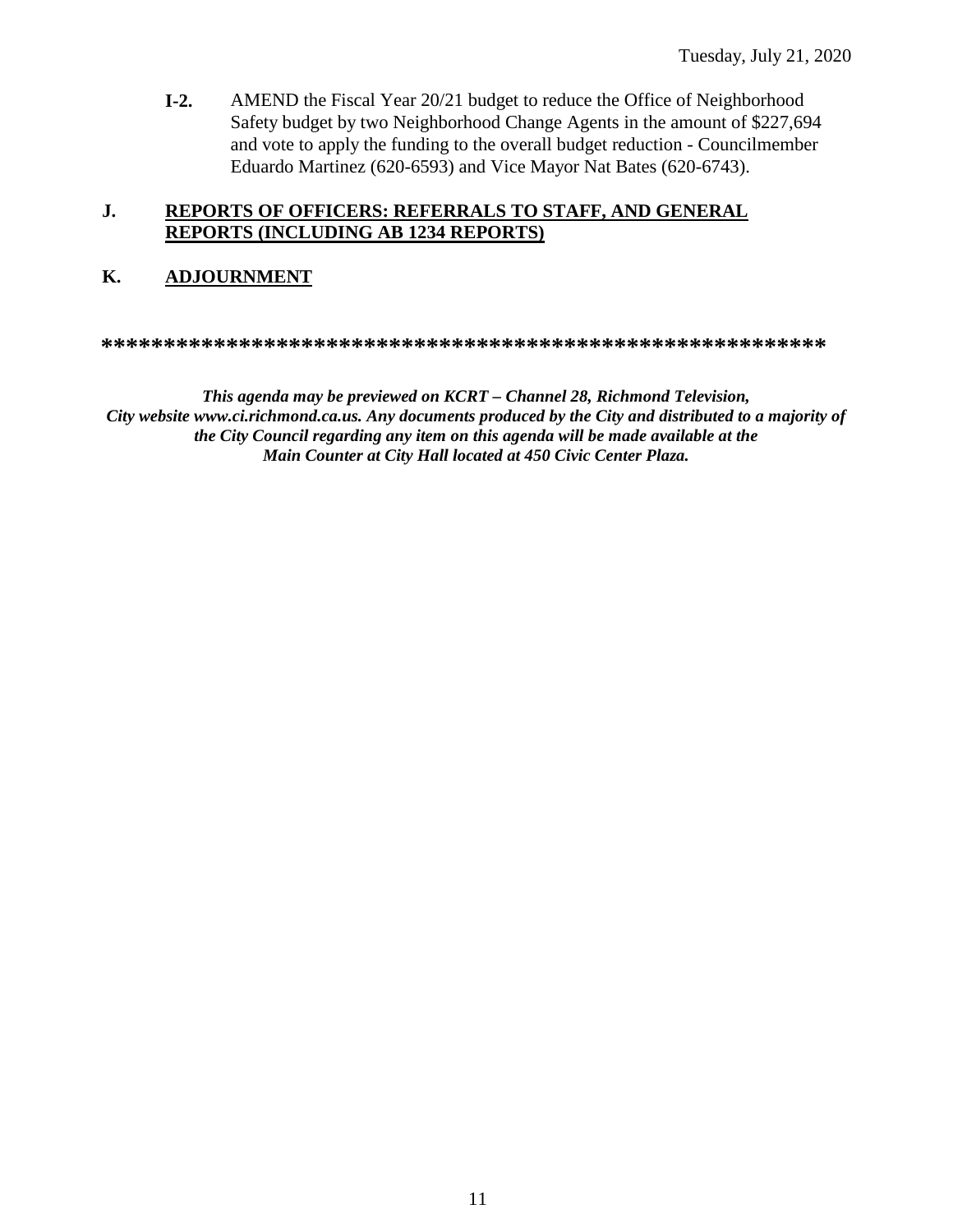**I-2.** AMEND the Fiscal Year 20/21 budget to reduce the Office of Neighborhood Safety budget by two Neighborhood Change Agents in the amount of $227,694 and vote to apply the funding to the overall budget reduction - Councilmember Eduardo Martinez (620-6593) and Vice Mayor Nat Bates (620-6743).

## J. REPORTS OF OFFICERS: REFERRALS TO STAFF, AND GENERAL REPORTS (INCLUDING AB 1234 REPORTS)

## K. ADJOURNMENT

**********************************************************

***This agenda may be previewed on KCRT – Channel 28, Richmond Television, City website www.ci.richmond.ca.us. Any documents produced by the City and distributed to a majority of the City Council regarding any item on this agenda will be made available at the Main Counter at City Hall located at 450 Civic Center Plaza.***